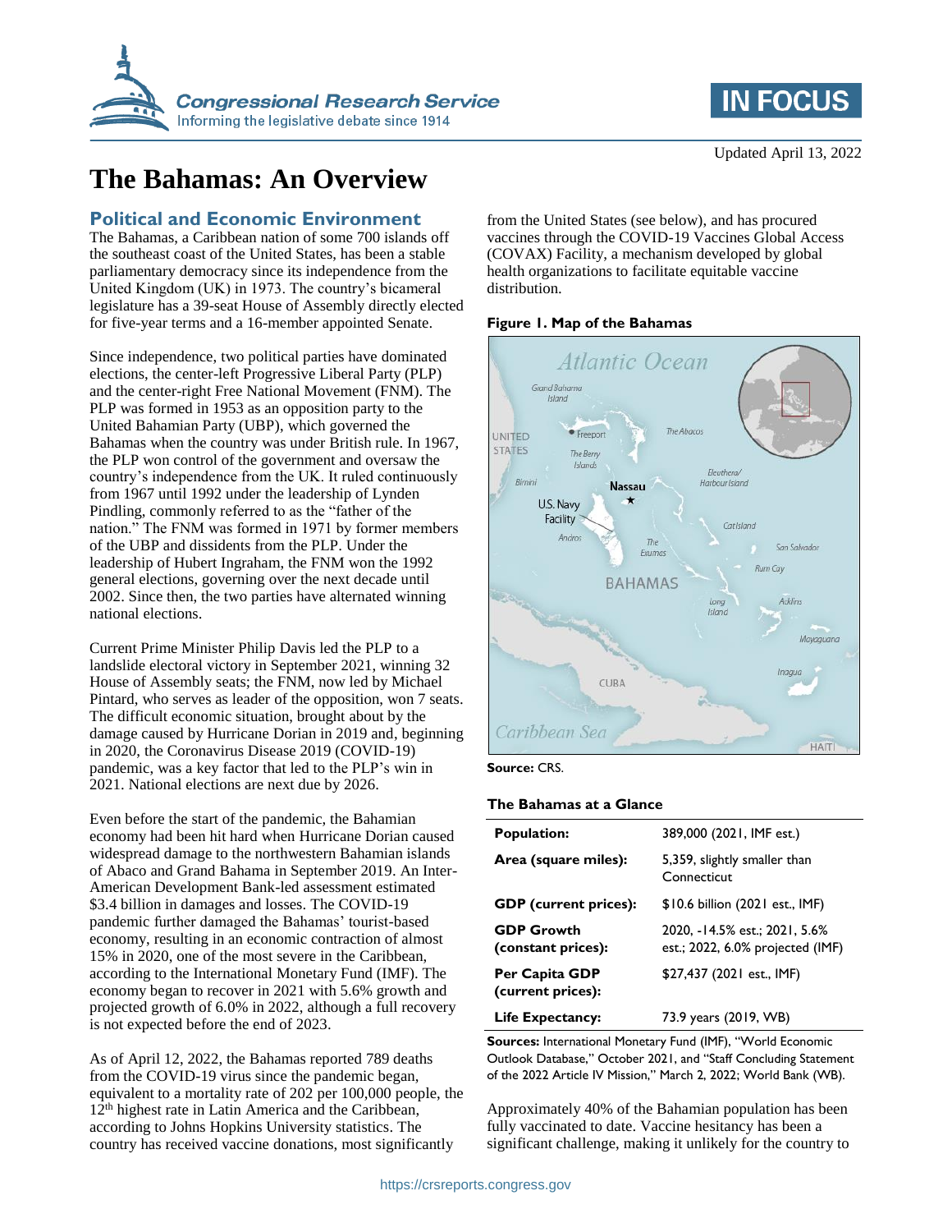Updated April 13, 2022

# The Bahamas: An Overview

## Political and Economic Environment

The Bahamas, a Caribbean nation of some 700 islands off the southeast coast of the United States, has been a stable parliamentary democracy since its independence from the United Kingdom (UK) in 1973. The country's bicameral legislature has a 39-seat House of Assembly directly elected for five-year terms and a 16-member appointed Senate.

Since independence, two political parties have dominated elections, the center-left Progressive Liberal Party (PLP) and the center-right Free National Movement (FNM). The PLP was formed in 1953 as an opposition party to the United Bahamian Party (UBP), which governed the Bahamas when the country was under British rule. In 1967, the PLP won control of the government and oversaw the country's independence from the UK. It ruled continuously from 1967 until 1992 under the leadership of Lynden Pindling, commonly referred to as the "father of the nation." The FNM was formed in 1971 by former members of the UBP and dissidents from the PLP. Under the leadership of Hubert Ingraham, the FNM won the 1992 general elections, governing over the next decade until 2002. Since then, the two parties have alternated winning national elections.

Current Prime Minister Philip Davis led the PLP to a landslide electoral victory in September 2021, winning 32 House of Assembly seats; the FNM, now led by Michael Pintard, who serves as leader of the opposition, won 7 seats. The difficult economic situation, brought about by the damage caused by Hurricane Dorian in 2019 and, beginning in 2020, the Coronavirus Disease 2019 (COVID-19) pandemic, was a key factor that led to the PLP's win in 2021. National elections are next due by 2026.

Even before the start of the pandemic, the Bahamian economy had been hit hard when Hurricane Dorian caused widespread damage to the northwestern Bahamian islands of Abaco and Grand Bahama in September 2019. An Inter-American Development Bank-led assessment estimated $3.4 billion in damages and losses. The COVID-19 pandemic further damaged the Bahamas' tourist-based economy, resulting in an economic contraction of almost 15% in 2020, one of the most severe in the Caribbean, according to the International Monetary Fund (IMF). The economy began to recover in 2021 with 5.6% growth and projected growth of 6.0% in 2022, although a full recovery is not expected before the end of 2023.

As of April 12, 2022, the Bahamas reported 789 deaths from the COVID-19 virus since the pandemic began, equivalent to a mortality rate of 202 per 100,000 people, the 12th highest rate in Latin America and the Caribbean, according to Johns Hopkins University statistics. The country has received vaccine donations, most significantly from the United States (see below), and has procured vaccines through the COVID-19 Vaccines Global Access (COVAX) Facility, a mechanism developed by global health organizations to facilitate equitable vaccine distribution.

**Figure 1. Map of the Bahamas**

**Source:** CRS.

**The Bahamas at a Glance**

| | |
|---|---|
| **Population:** | 389,000 (2021, IMF est.) |
| **Area (square miles):** | 5,359, slightly smaller than Connecticut |
| **GDP (current prices):** | $10.6 billion (2021 est., IMF) |
| **GDP Growth (constant prices):** | 2020, -14.5% est.; 2021, 5.6% est.; 2022, 6.0% projected (IMF) |
| **Per Capita GDP (current prices):** | $27,437 (2021 est., IMF) |
| **Life Expectancy:** | 73.9 years (2019, WB) |

**Sources:** International Monetary Fund (IMF), "World Economic Outlook Database," October 2021, and "Staff Concluding Statement of the 2022 Article IV Mission," March 2, 2022; World Bank (WB).

Approximately 40% of the Bahamian population has been fully vaccinated to date. Vaccine hesitancy has been a significant challenge, making it unlikely for the country to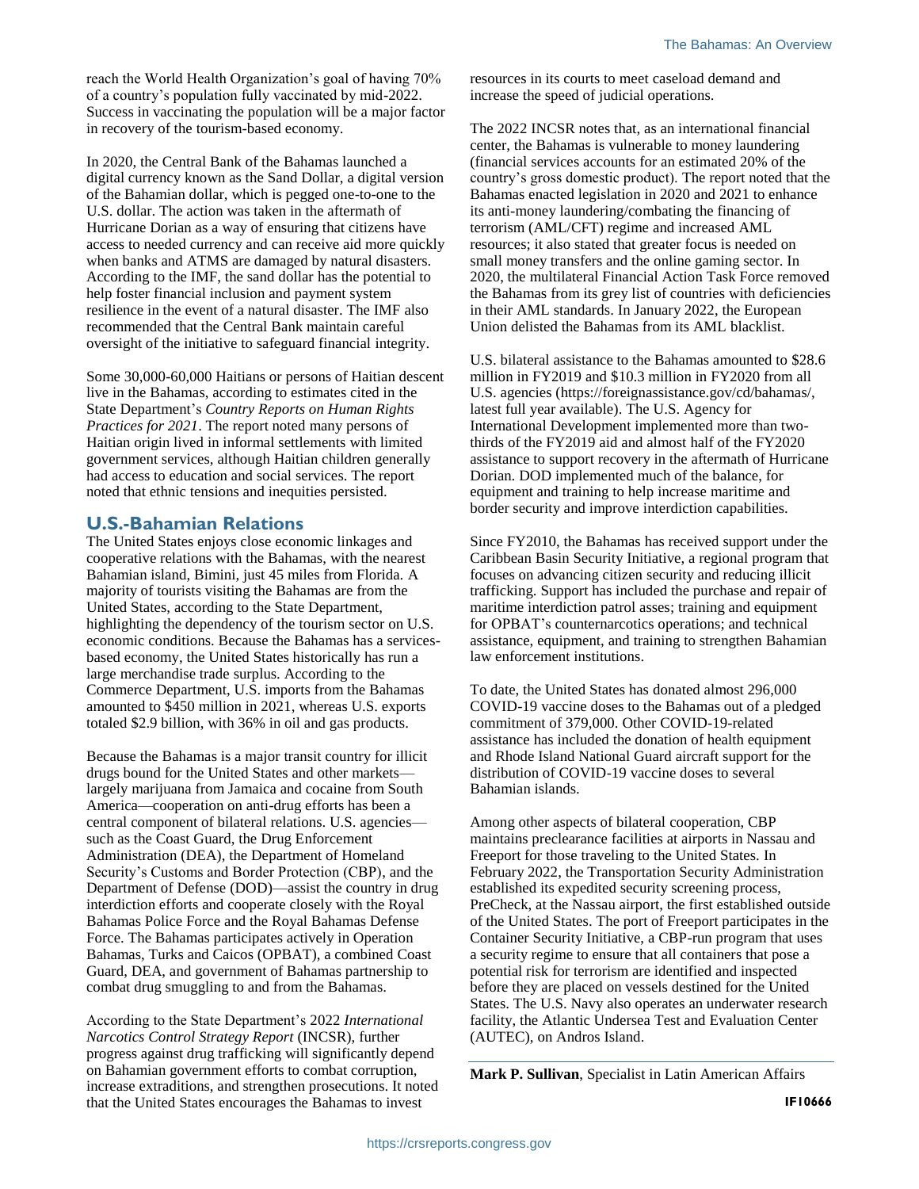reach the World Health Organization's goal of having 70% of a country's population fully vaccinated by mid-2022. Success in vaccinating the population will be a major factor in recovery of the tourism-based economy.

In 2020, the Central Bank of the Bahamas launched a digital currency known as the Sand Dollar, a digital version of the Bahamian dollar, which is pegged one-to-one to the U.S. dollar. The action was taken in the aftermath of Hurricane Dorian as a way of ensuring that citizens have access to needed currency and can receive aid more quickly when banks and ATMS are damaged by natural disasters. According to the IMF, the sand dollar has the potential to help foster financial inclusion and payment system resilience in the event of a natural disaster. The IMF also recommended that the Central Bank maintain careful oversight of the initiative to safeguard financial integrity.

Some 30,000-60,000 Haitians or persons of Haitian descent live in the Bahamas, according to estimates cited in the State Department's *Country Reports on Human Rights Practices for 2021*. The report noted many persons of Haitian origin lived in informal settlements with limited government services, although Haitian children generally had access to education and social services. The report noted that ethnic tensions and inequities persisted.

## U.S.-Bahamian Relations

The United States enjoys close economic linkages and cooperative relations with the Bahamas, with the nearest Bahamian island, Bimini, just 45 miles from Florida. A majority of tourists visiting the Bahamas are from the United States, according to the State Department, highlighting the dependency of the tourism sector on U.S. economic conditions. Because the Bahamas has a services-based economy, the United States historically has run a large merchandise trade surplus. According to the Commerce Department, U.S. imports from the Bahamas amounted to $450 million in 2021, whereas U.S. exports totaled $2.9 billion, with 36% in oil and gas products.

Because the Bahamas is a major transit country for illicit drugs bound for the United States and other markets—largely marijuana from Jamaica and cocaine from South America—cooperation on anti-drug efforts has been a central component of bilateral relations. U.S. agencies—such as the Coast Guard, the Drug Enforcement Administration (DEA), the Department of Homeland Security's Customs and Border Protection (CBP), and the Department of Defense (DOD)—assist the country in drug interdiction efforts and cooperate closely with the Royal Bahamas Police Force and the Royal Bahamas Defense Force. The Bahamas participates actively in Operation Bahamas, Turks and Caicos (OPBAT), a combined Coast Guard, DEA, and government of Bahamas partnership to combat drug smuggling to and from the Bahamas.

According to the State Department's 2022 *International Narcotics Control Strategy Report* (INCSR), further progress against drug trafficking will significantly depend on Bahamian government efforts to combat corruption, increase extraditions, and strengthen prosecutions. It noted that the United States encourages the Bahamas to invest resources in its courts to meet caseload demand and increase the speed of judicial operations.

The 2022 INCSR notes that, as an international financial center, the Bahamas is vulnerable to money laundering (financial services accounts for an estimated 20% of the country's gross domestic product). The report noted that the Bahamas enacted legislation in 2020 and 2021 to enhance its anti-money laundering/combating the financing of terrorism (AML/CFT) regime and increased AML resources; it also stated that greater focus is needed on small money transfers and the online gaming sector. In 2020, the multilateral Financial Action Task Force removed the Bahamas from its grey list of countries with deficiencies in their AML standards. In January 2022, the European Union delisted the Bahamas from its AML blacklist.

U.S. bilateral assistance to the Bahamas amounted to $28.6 million in FY2019 and $10.3 million in FY2020 from all U.S. agencies (https://foreignassistance.gov/cd/bahamas/, latest full year available). The U.S. Agency for International Development implemented more than two-thirds of the FY2019 aid and almost half of the FY2020 assistance to support recovery in the aftermath of Hurricane Dorian. DOD implemented much of the balance, for equipment and training to help increase maritime and border security and improve interdiction capabilities.

Since FY2010, the Bahamas has received support under the Caribbean Basin Security Initiative, a regional program that focuses on advancing citizen security and reducing illicit trafficking. Support has included the purchase and repair of maritime interdiction patrol asses; training and equipment for OPBAT's counternarcotics operations; and technical assistance, equipment, and training to strengthen Bahamian law enforcement institutions.

To date, the United States has donated almost 296,000 COVID-19 vaccine doses to the Bahamas out of a pledged commitment of 379,000. Other COVID-19-related assistance has included the donation of health equipment and Rhode Island National Guard aircraft support for the distribution of COVID-19 vaccine doses to several Bahamian islands.

Among other aspects of bilateral cooperation, CBP maintains preclearance facilities at airports in Nassau and Freeport for those traveling to the United States. In February 2022, the Transportation Security Administration established its expedited security screening process, PreCheck, at the Nassau airport, the first established outside of the United States. The port of Freeport participates in the Container Security Initiative, a CBP-run program that uses a security regime to ensure that all containers that pose a potential risk for terrorism are identified and inspected before they are placed on vessels destined for the United States. The U.S. Navy also operates an underwater research facility, the Atlantic Undersea Test and Evaluation Center (AUTEC), on Andros Island.

**Mark P. Sullivan**, Specialist in Latin American Affairs

IF10666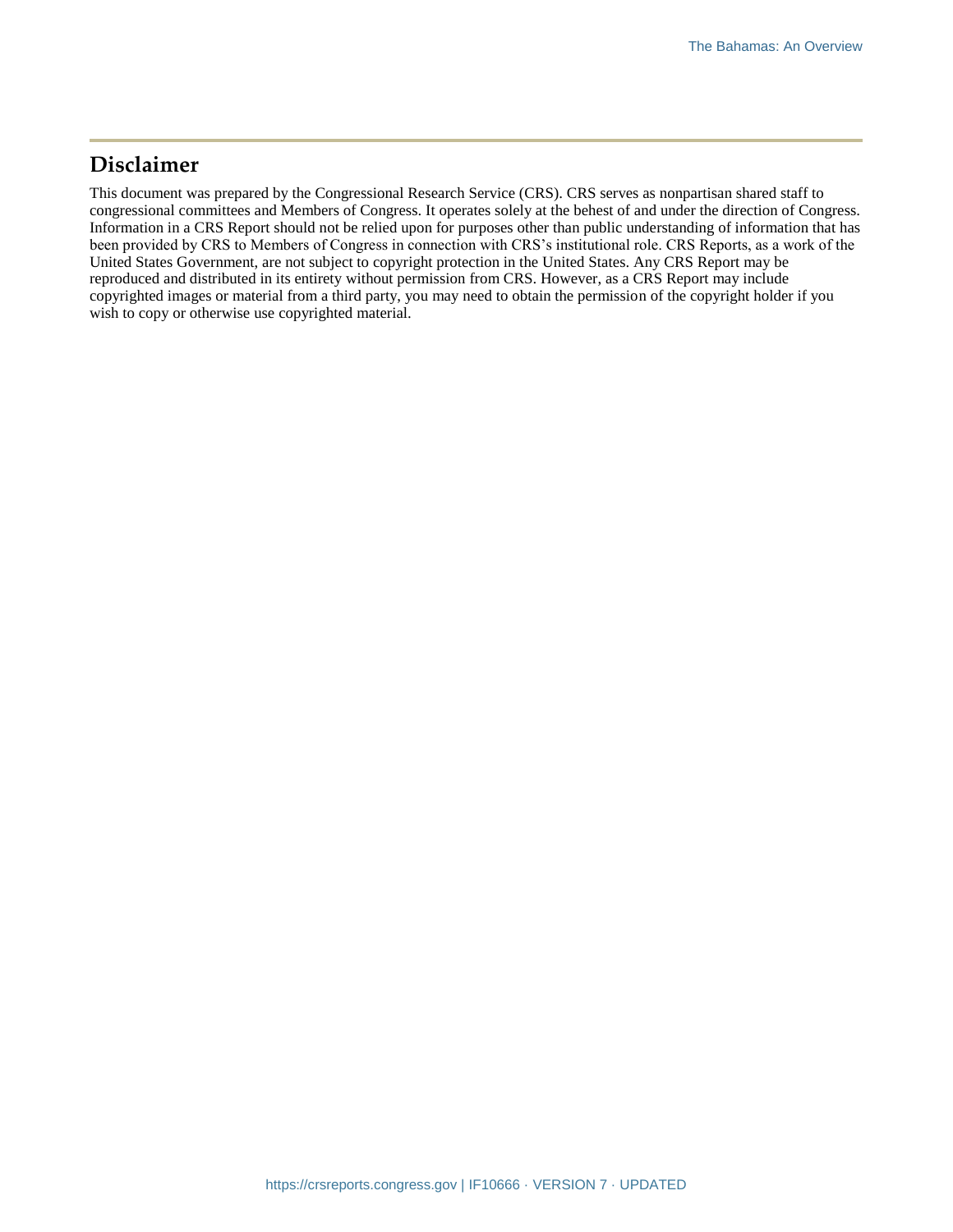## Disclaimer

This document was prepared by the Congressional Research Service (CRS). CRS serves as nonpartisan shared staff to congressional committees and Members of Congress. It operates solely at the behest of and under the direction of Congress. Information in a CRS Report should not be relied upon for purposes other than public understanding of information that has been provided by CRS to Members of Congress in connection with CRS's institutional role. CRS Reports, as a work of the United States Government, are not subject to copyright protection in the United States. Any CRS Report may be reproduced and distributed in its entirety without permission from CRS. However, as a CRS Report may include copyrighted images or material from a third party, you may need to obtain the permission of the copyright holder if you wish to copy or otherwise use copyrighted material.